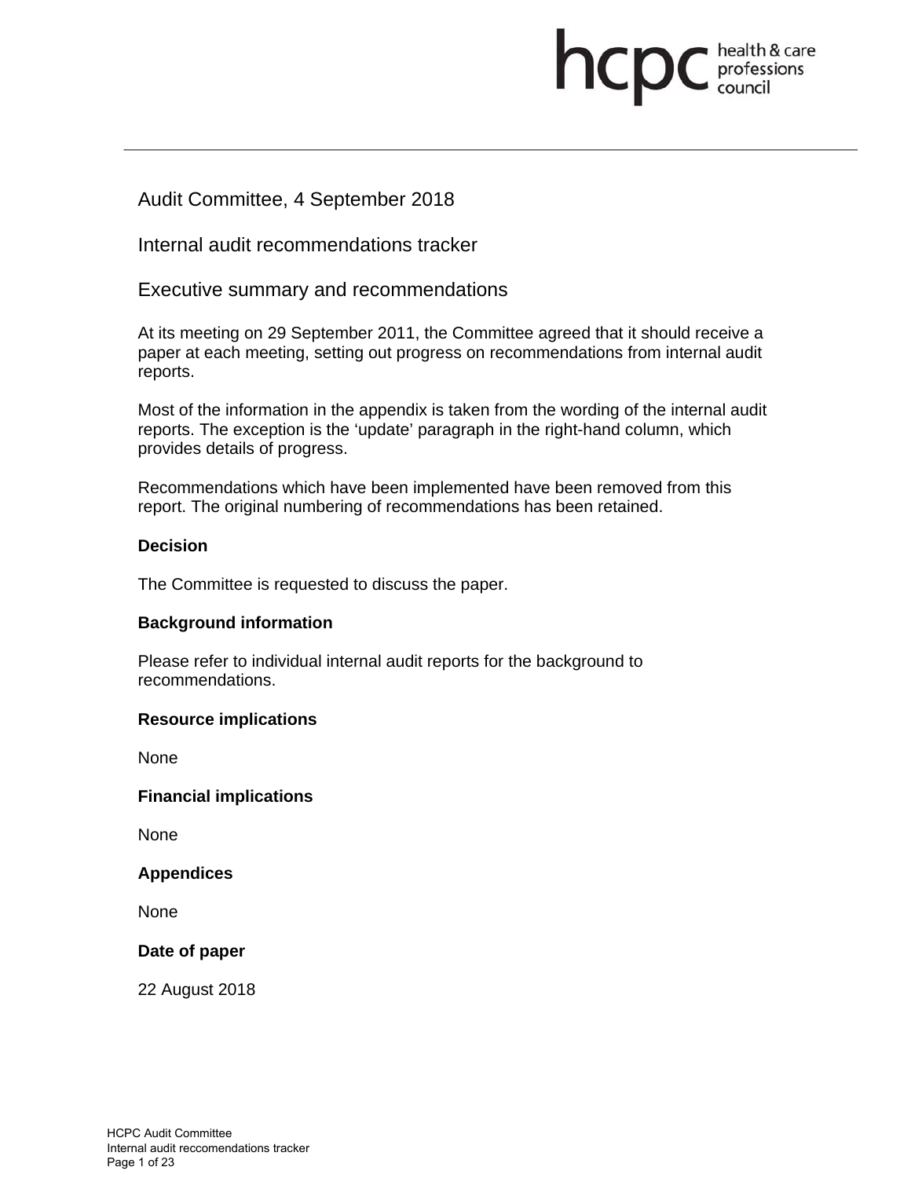Audit Committee, 4 September 2018

# Internal audit recommendations tracker

## Executive summary and recommendations

At its meeting on 29 September 2011, the Committee agreed that it should receive a paper at each meeting, setting out progress on recommendations from internal audit reports.

Most of the information in the appendix is taken from the wording of the internal audit reports. The exception is the 'update' paragraph in the right-hand column, which provides details of progress.

Recommendations which have been implemented have been removed from this report. The original numbering of recommendations has been retained.

**Decision**

The Committee is requested to discuss the paper.

**Background information**

Please refer to individual internal audit reports for the background to recommendations.

**Resource implications**

None

**Financial implications**

None

**Appendices**

None

**Date of paper**

22 August 2018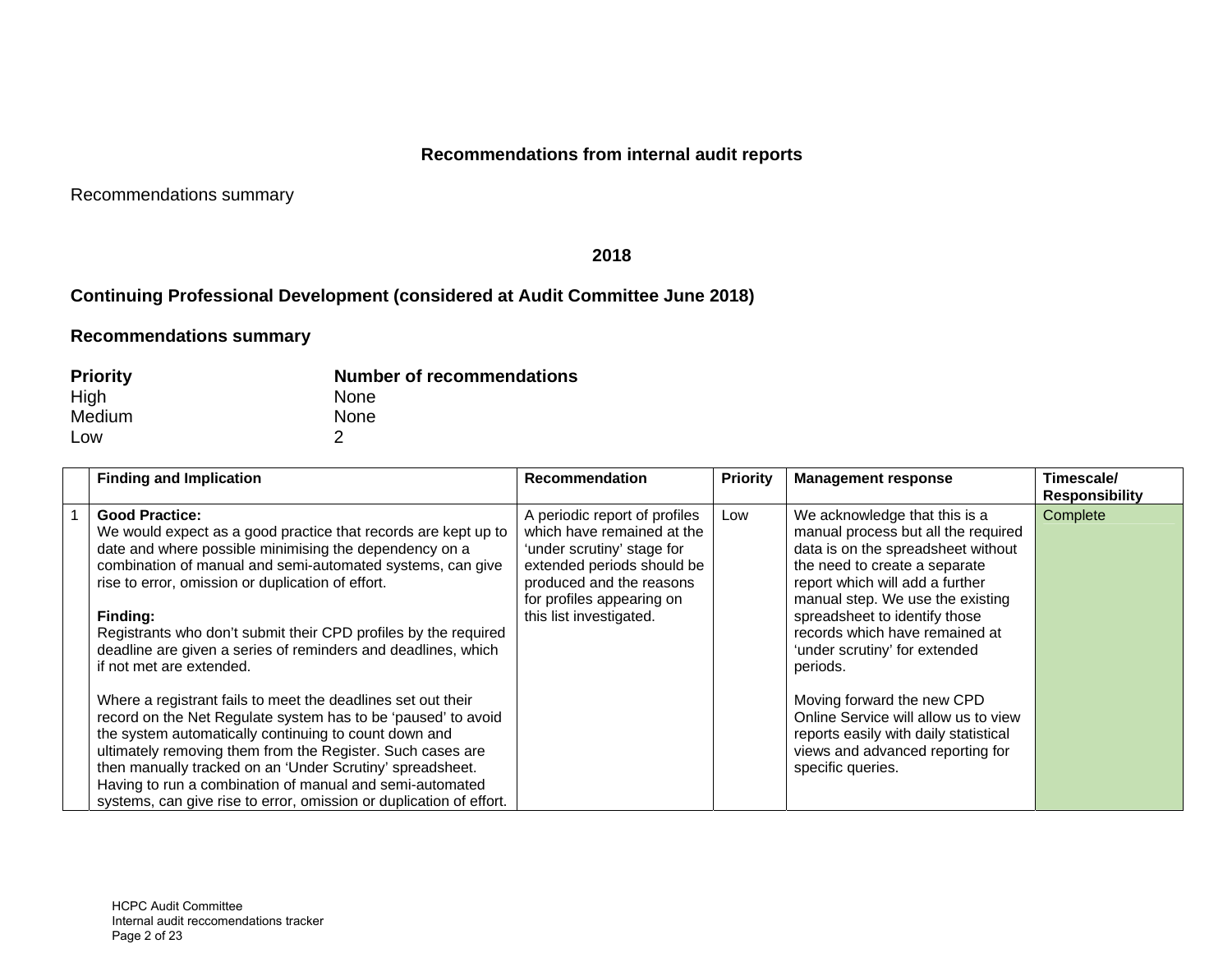**Recommendations from internal audit reports**

Recommendations summary

**2018**

## Continuing Professional Development (considered at Audit Committee June 2018)

### Recommendations summary

| **Priority** | **Number of recommendations** |
|---|---|
| High | None |
| Medium | None |
| Low | 2 |

| | Finding and Implication | Recommendation | Priority | Management response | Timescale/ Responsibility |
|---|---|---|---|---|---|
| 1 | **Good Practice:**<br>We would expect as a good practice that records are kept up to date and where possible minimising the dependency on a combination of manual and semi-automated systems, can give rise to error, omission or duplication of effort.<br><br>**Finding:**<br>Registrants who don't submit their CPD profiles by the required deadline are given a series of reminders and deadlines, which if not met are extended.<br><br>Where a registrant fails to meet the deadlines set out their record on the Net Regulate system has to be 'paused' to avoid the system automatically continuing to count down and ultimately removing them from the Register. Such cases are then manually tracked on an 'Under Scrutiny' spreadsheet. Having to run a combination of manual and semi-automated systems, can give rise to error, omission or duplication of effort. | A periodic report of profiles which have remained at the 'under scrutiny' stage for extended periods should be produced and the reasons for profiles appearing on this list investigated. | Low | We acknowledge that this is a manual process but all the required data is on the spreadsheet without the need to create a separate report which will add a further manual step. We use the existing spreadsheet to identify those records which have remained at 'under scrutiny' for extended periods.<br><br>Moving forward the new CPD Online Service will allow us to view reports easily with daily statistical views and advanced reporting for specific queries. | Complete |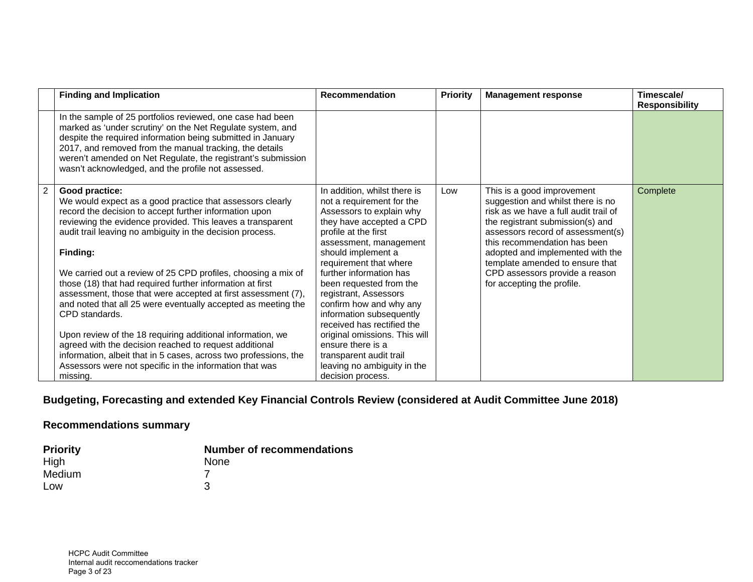| | Finding and Implication | Recommendation | Priority | Management response | Timescale/ Responsibility |
|---|---|---|---|---|---|
| | In the sample of 25 portfolios reviewed, one case had been marked as 'under scrutiny' on the Net Regulate system, and despite the required information being submitted in January 2017, and removed from the manual tracking, the details weren't amended on Net Regulate, the registrant's submission wasn't acknowledged, and the profile not assessed. | | | | |
| 2 | **Good practice:**<br>We would expect as a good practice that assessors clearly record the decision to accept further information upon reviewing the evidence provided. This leaves a transparent audit trail leaving no ambiguity in the decision process.<br><br>**Finding:**<br><br>We carried out a review of 25 CPD profiles, choosing a mix of those (18) that had required further information at first assessment, those that were accepted at first assessment (7), and noted that all 25 were eventually accepted as meeting the CPD standards.<br><br>Upon review of the 18 requiring additional information, we agreed with the decision reached to request additional information, albeit that in 5 cases, across two professions, the Assessors were not specific in the information that was missing. | In addition, whilst there is not a requirement for the Assessors to explain why they have accepted a CPD profile at the first assessment, management should implement a requirement that where further information has been requested from the registrant, Assessors confirm how and why any information subsequently received has rectified the original omissions. This will ensure there is a transparent audit trail leaving no ambiguity in the decision process. | Low | This is a good improvement suggestion and whilst there is no risk as we have a full audit trail of the registrant submission(s) and assessors record of assessment(s) this recommendation has been adopted and implemented with the template amended to ensure that CPD assessors provide a reason for accepting the profile. | Complete |

## Budgeting, Forecasting and extended Key Financial Controls Review (considered at Audit Committee June 2018)

### Recommendations summary

| Priority | Number of recommendations |
|---|---|
| High | None |
| Medium | 7 |
| Low | 3 |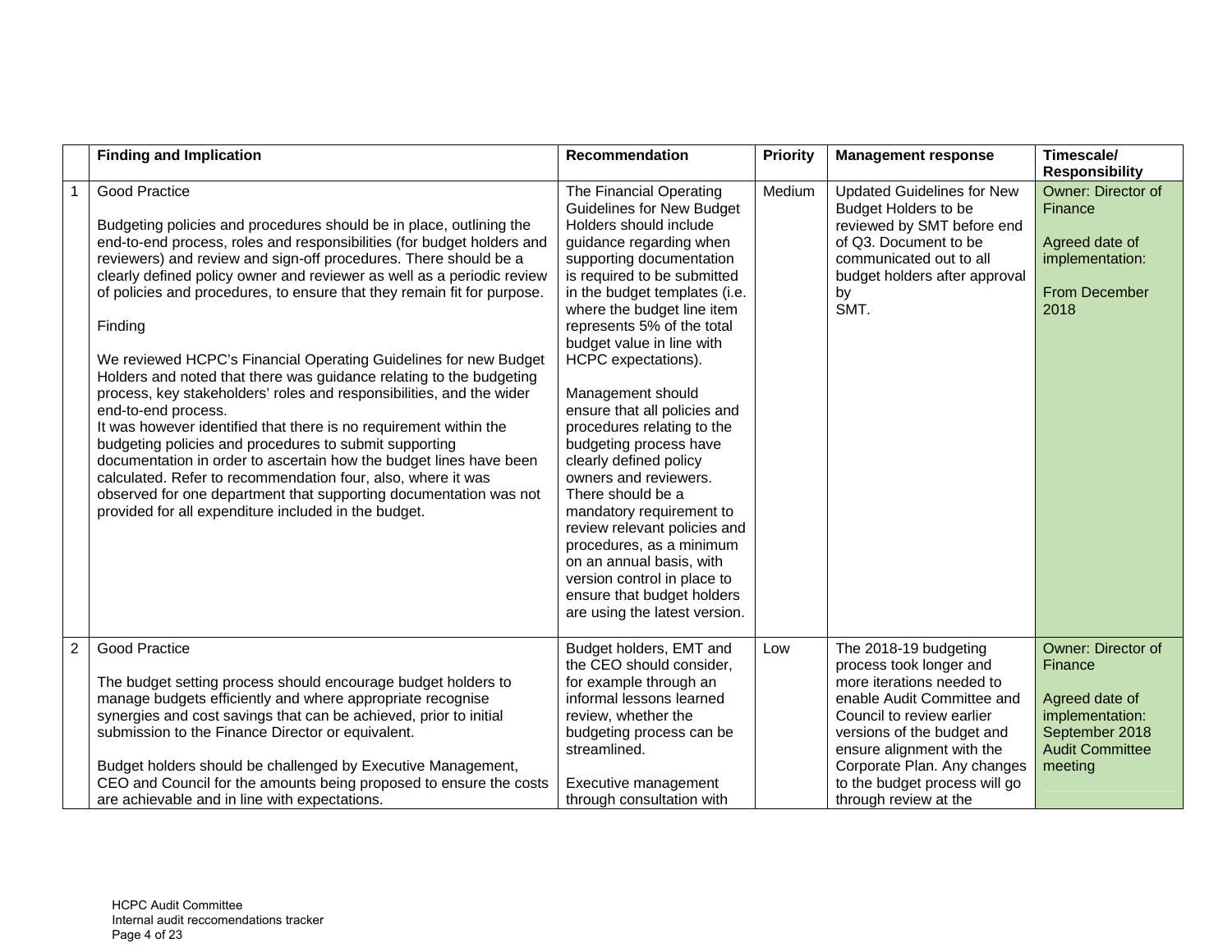| | Finding and Implication | Recommendation | Priority | Management response | Timescale/ Responsibility |
|---|---|---|---|---|---|
| 1 | Good Practice<br><br>Budgeting policies and procedures should be in place, outlining the end-to-end process, roles and responsibilities (for budget holders and reviewers) and review and sign-off procedures. There should be a clearly defined policy owner and reviewer as well as a periodic review of policies and procedures, to ensure that they remain fit for purpose.<br><br>Finding<br><br>We reviewed HCPC's Financial Operating Guidelines for new Budget Holders and noted that there was guidance relating to the budgeting process, key stakeholders' roles and responsibilities, and the wider end-to-end process.<br>It was however identified that there is no requirement within the budgeting policies and procedures to submit supporting documentation in order to ascertain how the budget lines have been calculated. Refer to recommendation four, also, where it was observed for one department that supporting documentation was not provided for all expenditure included in the budget. | The Financial Operating Guidelines for New Budget Holders should include guidance regarding when supporting documentation is required to be submitted in the budget templates (i.e. where the budget line item represents 5% of the total budget value in line with HCPC expectations).<br><br>Management should ensure that all policies and procedures relating to the budgeting process have clearly defined policy owners and reviewers. There should be a mandatory requirement to review relevant policies and procedures, as a minimum on an annual basis, with version control in place to ensure that budget holders are using the latest version. | Medium | Updated Guidelines for New Budget Holders to be reviewed by SMT before end of Q3. Document to be communicated out to all budget holders after approval by SMT. | Owner: Director of Finance<br><br>Agreed date of implementation:<br><br>From December 2018 |
| 2 | Good Practice<br><br>The budget setting process should encourage budget holders to manage budgets efficiently and where appropriate recognise synergies and cost savings that can be achieved, prior to initial submission to the Finance Director or equivalent.<br><br>Budget holders should be challenged by Executive Management, CEO and Council for the amounts being proposed to ensure the costs are achievable and in line with expectations. | Budget holders, EMT and the CEO should consider, for example through an informal lessons learned review, whether the budgeting process can be streamlined.<br><br>Executive management through consultation with | Low | The 2018-19 budgeting process took longer and more iterations needed to enable Audit Committee and Council to review earlier versions of the budget and ensure alignment with the Corporate Plan. Any changes to the budget process will go through review at the | Owner: Director of Finance<br><br>Agreed date of implementation: September 2018 Audit Committee meeting |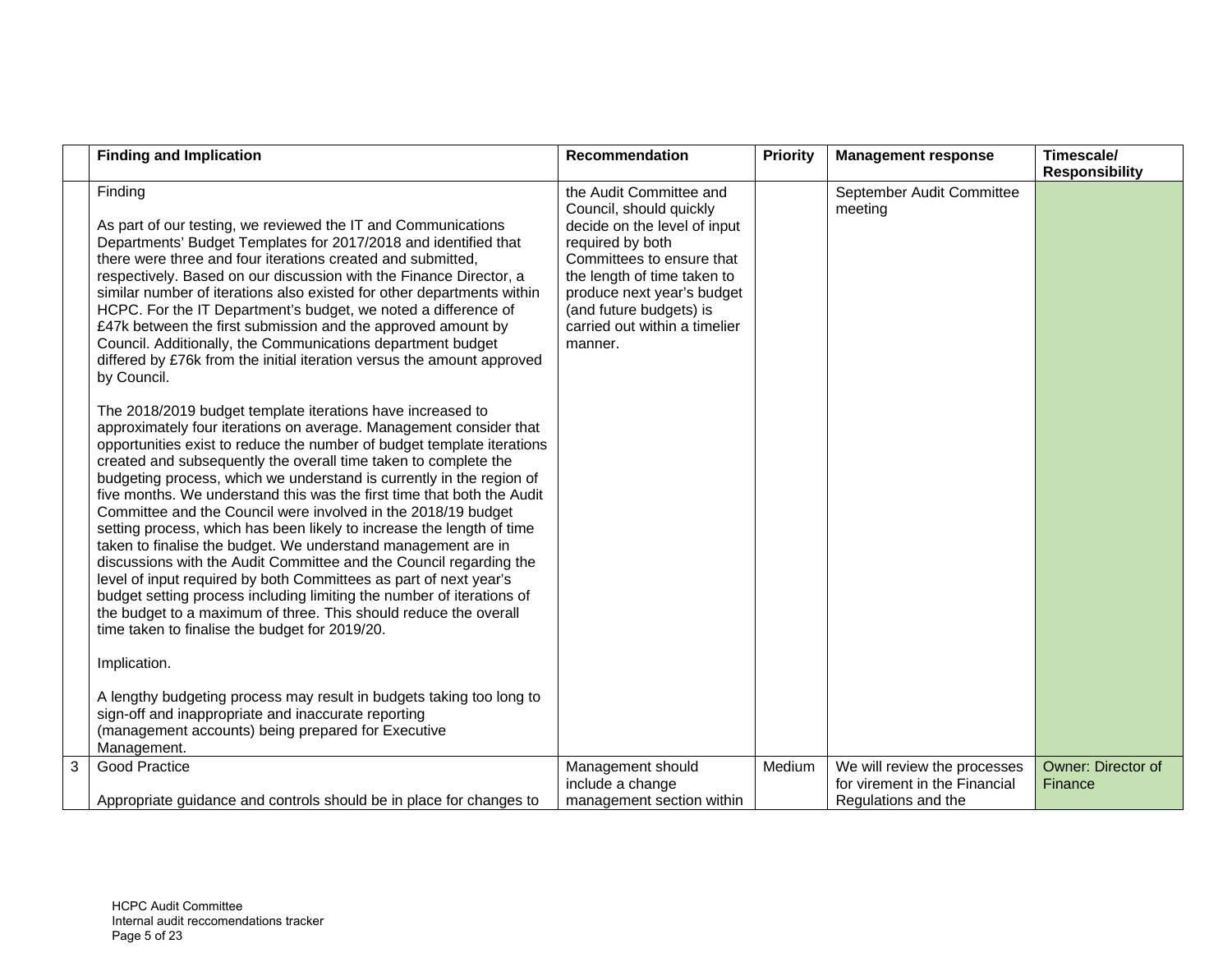| | Finding and Implication | Recommendation | Priority | Management response | Timescale/ Responsibility |
|---|---|---|---|---|---|
| | Finding<br><br>As part of our testing, we reviewed the IT and Communications Departments' Budget Templates for 2017/2018 and identified that there were three and four iterations created and submitted, respectively. Based on our discussion with the Finance Director, a similar number of iterations also existed for other departments within HCPC. For the IT Department's budget, we noted a difference of £47k between the first submission and the approved amount by Council. Additionally, the Communications department budget differed by £76k from the initial iteration versus the amount approved by Council.<br><br>The 2018/2019 budget template iterations have increased to approximately four iterations on average. Management consider that opportunities exist to reduce the number of budget template iterations created and subsequently the overall time taken to complete the budgeting process, which we understand is currently in the region of five months. We understand this was the first time that both the Audit Committee and the Council were involved in the 2018/19 budget setting process, which has been likely to increase the length of time taken to finalise the budget. We understand management are in discussions with the Audit Committee and the Council regarding the level of input required by both Committees as part of next year's budget setting process including limiting the number of iterations of the budget to a maximum of three. This should reduce the overall time taken to finalise the budget for 2019/20.<br><br>Implication.<br><br>A lengthy budgeting process may result in budgets taking too long to sign-off and inappropriate and inaccurate reporting (management accounts) being prepared for Executive Management. | the Audit Committee and Council, should quickly decide on the level of input required by both Committees to ensure that the length of time taken to produce next year's budget (and future budgets) is carried out within a timelier manner. | | September Audit Committee meeting | |
| 3 | Good Practice<br><br>Appropriate guidance and controls should be in place for changes to | Management should include a change management section within | Medium | We will review the processes for virement in the Financial Regulations and the | Owner: Director of Finance |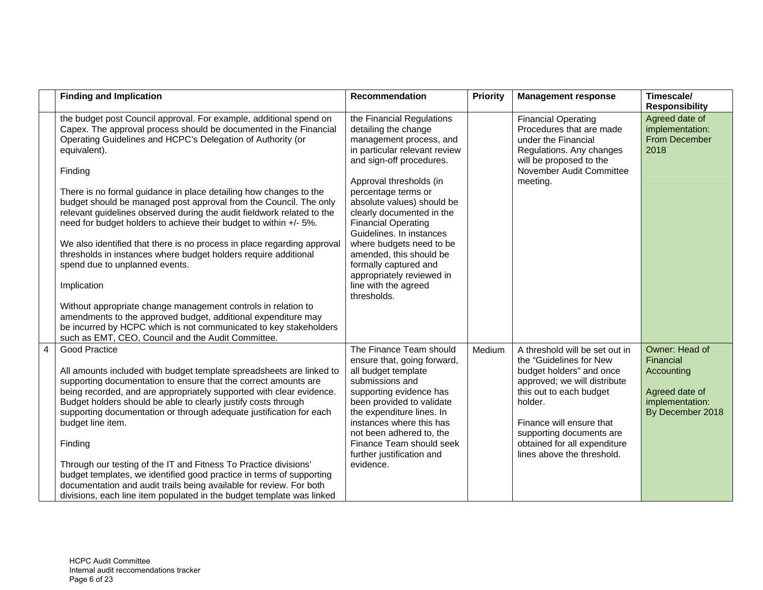| | Finding and Implication | Recommendation | Priority | Management response | Timescale/ Responsibility |
|---|---|---|---|---|---|
| | the budget post Council approval. For example, additional spend on Capex. The approval process should be documented in the Financial Operating Guidelines and HCPC's Delegation of Authority (or equivalent).<br><br>Finding<br><br>There is no formal guidance in place detailing how changes to the budget should be managed post approval from the Council. The only relevant guidelines observed during the audit fieldwork related to the need for budget holders to achieve their budget to within +/- 5%.<br><br>We also identified that there is no process in place regarding approval thresholds in instances where budget holders require additional spend due to unplanned events.<br><br>Implication<br><br>Without appropriate change management controls in relation to amendments to the approved budget, additional expenditure may be incurred by HCPC which is not communicated to key stakeholders such as EMT, CEO, Council and the Audit Committee. | the Financial Regulations detailing the change management process, and in particular relevant review and sign-off procedures.<br><br>Approval thresholds (in percentage terms or absolute values) should be clearly documented in the Financial Operating Guidelines. In instances where budgets need to be amended, this should be formally captured and appropriately reviewed in line with the agreed thresholds. | | Financial Operating Procedures that are made under the Financial Regulations. Any changes will be proposed to the November Audit Committee meeting. | Agreed date of implementation: From December 2018 |
| 4 | Good Practice<br><br>All amounts included with budget template spreadsheets are linked to supporting documentation to ensure that the correct amounts are being recorded, and are appropriately supported with clear evidence. Budget holders should be able to clearly justify costs through supporting documentation or through adequate justification for each budget line item.<br><br>Finding<br><br>Through our testing of the IT and Fitness To Practice divisions' budget templates, we identified good practice in terms of supporting documentation and audit trails being available for review. For both divisions, each line item populated in the budget template was linked | The Finance Team should ensure that, going forward, all budget template submissions and supporting evidence has been provided to validate the expenditure lines. In instances where this has not been adhered to, the Finance Team should seek further justification and evidence. | Medium | A threshold will be set out in the "Guidelines for New budget holders" and once approved; we will distribute this out to each budget holder.<br><br>Finance will ensure that supporting documents are obtained for all expenditure lines above the threshold. | Owner: Head of Financial Accounting<br><br>Agreed date of implementation: By December 2018 |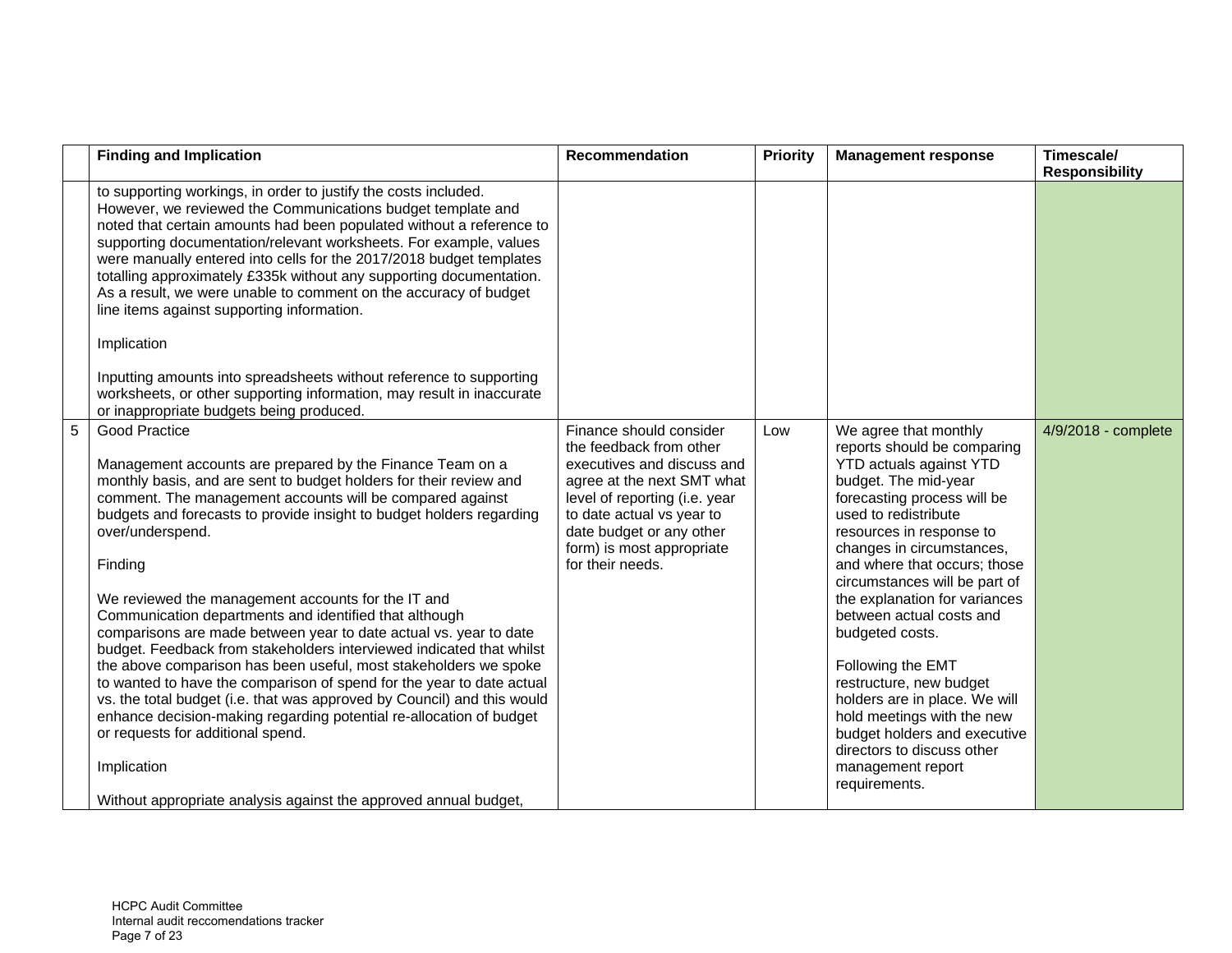|  | Finding and Implication | Recommendation | Priority | Management response | Timescale/ Responsibility |
|---|---|---|---|---|---|
|  | to supporting workings, in order to justify the costs included. However, we reviewed the Communications budget template and noted that certain amounts had been populated without a reference to supporting documentation/relevant worksheets. For example, values were manually entered into cells for the 2017/2018 budget templates totalling approximately £335k without any supporting documentation. As a result, we were unable to comment on the accuracy of budget line items against supporting information.<br><br>Implication<br><br>Inputting amounts into spreadsheets without reference to supporting worksheets, or other supporting information, may result in inaccurate or inappropriate budgets being produced. |  |  |  |  |
| 5 | Good Practice<br><br>Management accounts are prepared by the Finance Team on a monthly basis, and are sent to budget holders for their review and comment. The management accounts will be compared against budgets and forecasts to provide insight to budget holders regarding over/underspend.<br><br>Finding<br><br>We reviewed the management accounts for the IT and Communication departments and identified that although comparisons are made between year to date actual vs. year to date budget. Feedback from stakeholders interviewed indicated that whilst the above comparison has been useful, most stakeholders we spoke to wanted to have the comparison of spend for the year to date actual vs. the total budget (i.e. that was approved by Council) and this would enhance decision-making regarding potential re-allocation of budget or requests for additional spend.<br><br>Implication<br><br>Without appropriate analysis against the approved annual budget, | Finance should consider the feedback from other executives and discuss and agree at the next SMT what level of reporting (i.e. year to date actual vs year to date budget or any other form) is most appropriate for their needs. | Low | We agree that monthly reports should be comparing YTD actuals against YTD budget. The mid-year forecasting process will be used to redistribute resources in response to changes in circumstances, and where that occurs; those circumstances will be part of the explanation for variances between actual costs and budgeted costs.<br><br>Following the EMT restructure, new budget holders are in place. We will hold meetings with the new budget holders and executive directors to discuss other management report requirements. | 4/9/2018 - complete |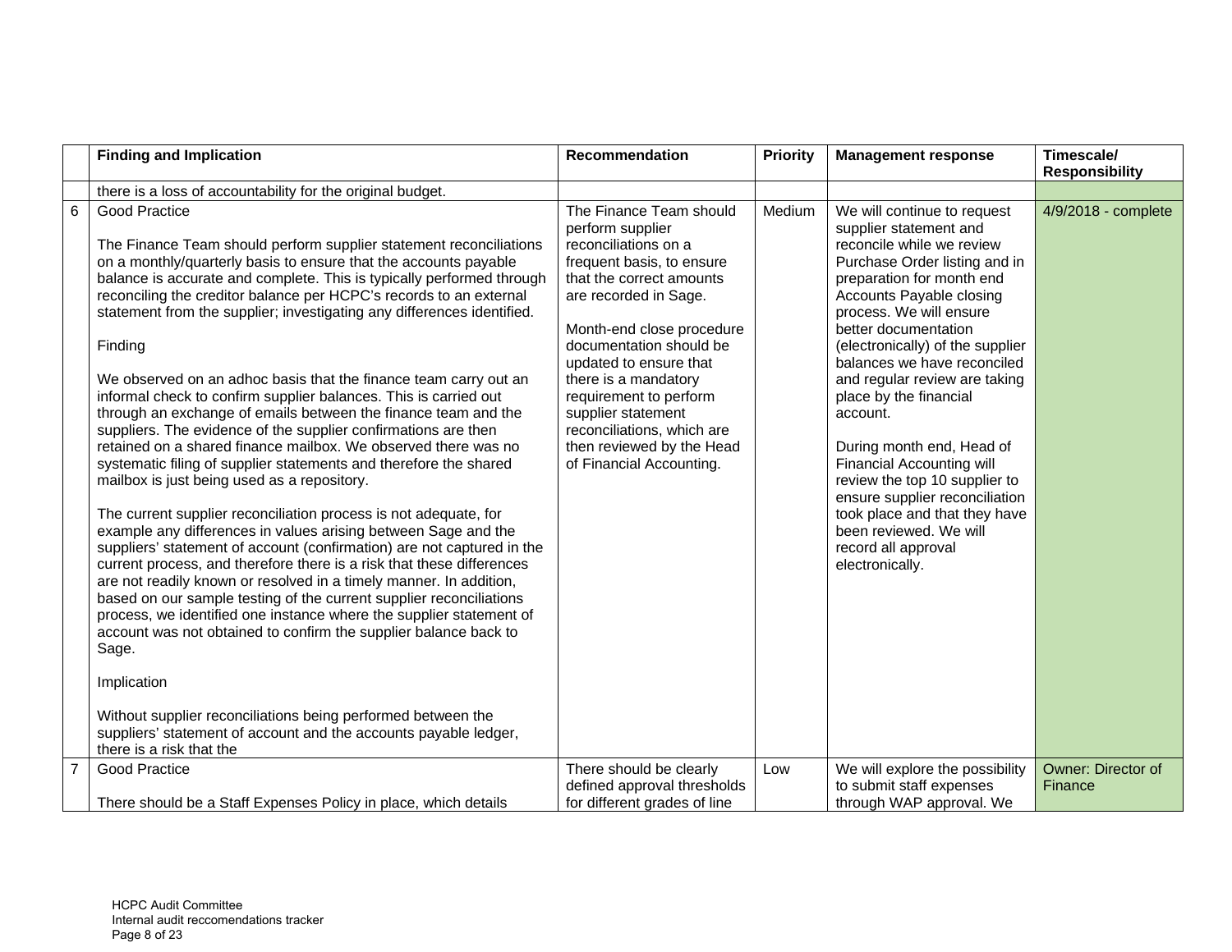| | Finding and Implication | Recommendation | Priority | Management response | Timescale/ Responsibility |
|---|---|---|---|---|---|
| | there is a loss of accountability for the original budget. | | | | |
| 6 | Good Practice<br><br>The Finance Team should perform supplier statement reconciliations on a monthly/quarterly basis to ensure that the accounts payable balance is accurate and complete. This is typically performed through reconciling the creditor balance per HCPC's records to an external statement from the supplier; investigating any differences identified.<br><br>Finding<br><br>We observed on an adhoc basis that the finance team carry out an informal check to confirm supplier balances. This is carried out through an exchange of emails between the finance team and the suppliers. The evidence of the supplier confirmations are then retained on a shared finance mailbox. We observed there was no systematic filing of supplier statements and therefore the shared mailbox is just being used as a repository.<br><br>The current supplier reconciliation process is not adequate, for example any differences in values arising between Sage and the suppliers' statement of account (confirmation) are not captured in the current process, and therefore there is a risk that these differences are not readily known or resolved in a timely manner. In addition, based on our sample testing of the current supplier reconciliations process, we identified one instance where the supplier statement of account was not obtained to confirm the supplier balance back to Sage.<br><br>Implication<br><br>Without supplier reconciliations being performed between the suppliers' statement of account and the accounts payable ledger, there is a risk that the | The Finance Team should perform supplier reconciliations on a frequent basis, to ensure that the correct amounts are recorded in Sage.<br><br>Month-end close procedure documentation should be updated to ensure that there is a mandatory requirement to perform supplier statement reconciliations, which are then reviewed by the Head of Financial Accounting. | Medium | We will continue to request supplier statement and reconcile while we review Purchase Order listing and in preparation for month end Accounts Payable closing process. We will ensure better documentation (electronically) of the supplier balances we have reconciled and regular review are taking place by the financial account.<br><br>During month end, Head of Financial Accounting will review the top 10 supplier to ensure supplier reconciliation took place and that they have been reviewed. We will record all approval electronically. | 4/9/2018 - complete |
| 7 | Good Practice<br><br>There should be a Staff Expenses Policy in place, which details | There should be clearly defined approval thresholds for different grades of line | Low | We will explore the possibility to submit staff expenses through WAP approval. We | Owner: Director of Finance |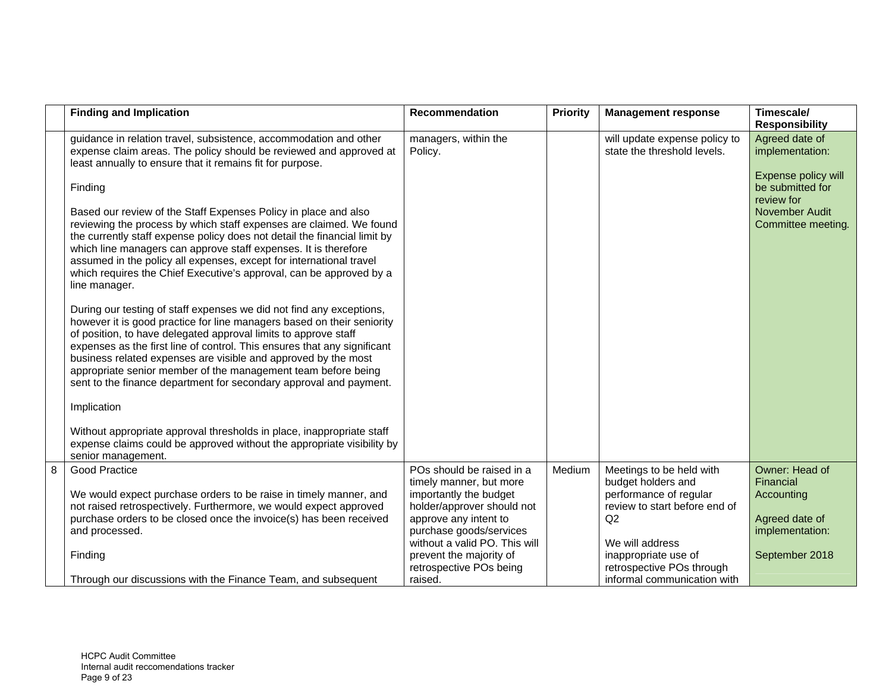| | Finding and Implication | Recommendation | Priority | Management response | Timescale/ Responsibility |
|---|---|---|---|---|---|
| | guidance in relation travel, subsistence, accommodation and other expense claim areas. The policy should be reviewed and approved at least annually to ensure that it remains fit for purpose.<br><br>Finding<br><br>Based our review of the Staff Expenses Policy in place and also reviewing the process by which staff expenses are claimed. We found the currently staff expense policy does not detail the financial limit by which line managers can approve staff expenses. It is therefore assumed in the policy all expenses, except for international travel which requires the Chief Executive's approval, can be approved by a line manager.<br><br>During our testing of staff expenses we did not find any exceptions, however it is good practice for line managers based on their seniority of position, to have delegated approval limits to approve staff expenses as the first line of control. This ensures that any significant business related expenses are visible and approved by the most appropriate senior member of the management team before being sent to the finance department for secondary approval and payment.<br><br>Implication<br><br>Without appropriate approval thresholds in place, inappropriate staff expense claims could be approved without the appropriate visibility by senior management. | managers, within the Policy. | | will update expense policy to state the threshold levels. | Agreed date of implementation:<br><br>Expense policy will be submitted for review for November Audit Committee meeting. |
| 8 | Good Practice<br><br>We would expect purchase orders to be raise in timely manner, and not raised retrospectively. Furthermore, we would expect approved purchase orders to be closed once the invoice(s) has been received and processed.<br><br>Finding<br><br>Through our discussions with the Finance Team, and subsequent | POs should be raised in a timely manner, but more importantly the budget holder/approver should not approve any intent to purchase goods/services without a valid PO. This will prevent the majority of retrospective POs being raised. | Medium | Meetings to be held with budget holders and performance of regular review to start before end of Q2<br><br>We will address inappropriate use of retrospective POs through informal communication with | Owner: Head of Financial Accounting<br><br>Agreed date of implementation:<br><br>September 2018 |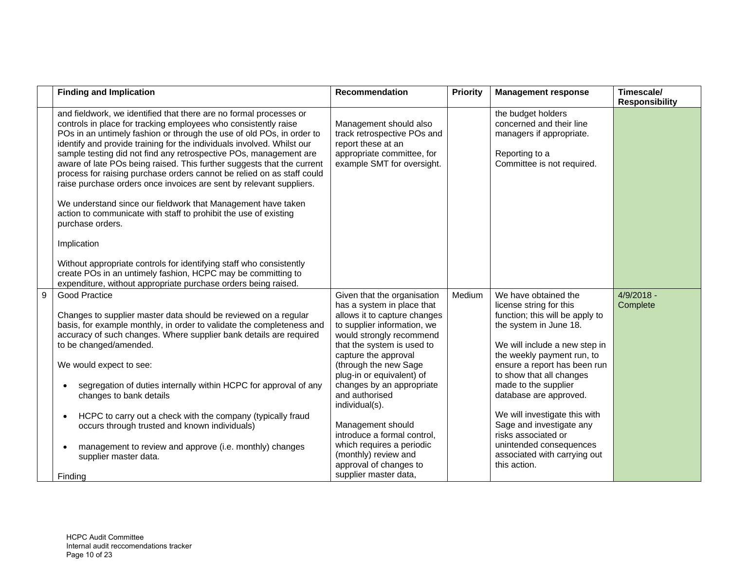| | Finding and Implication | Recommendation | Priority | Management response | Timescale/ Responsibility |
|---|---|---|---|---|---|
| | and fieldwork, we identified that there are no formal processes or controls in place for tracking employees who consistently raise POs in an untimely fashion or through the use of old POs, in order to identify and provide training for the individuals involved. Whilst our sample testing did not find any retrospective POs, management are aware of late POs being raised. This further suggests that the current process for raising purchase orders cannot be relied on as staff could raise purchase orders once invoices are sent by relevant suppliers.<br><br>We understand since our fieldwork that Management have taken action to communicate with staff to prohibit the use of existing purchase orders.<br><br>Implication<br><br>Without appropriate controls for identifying staff who consistently create POs in an untimely fashion, HCPC may be committing to expenditure, without appropriate purchase orders being raised. | Management should also track retrospective POs and report these at an appropriate committee, for example SMT for oversight. | | the budget holders concerned and their line managers if appropriate.<br><br>Reporting to a Committee is not required. | |
| 9 | Good Practice<br><br>Changes to supplier master data should be reviewed on a regular basis, for example monthly, in order to validate the completeness and accuracy of such changes. Where supplier bank details are required to be changed/amended.<br><br>We would expect to see:<br><br>• segregation of duties internally within HCPC for approval of any changes to bank details<br><br>• HCPC to carry out a check with the company (typically fraud occurs through trusted and known individuals)<br><br>• management to review and approve (i.e. monthly) changes supplier master data.<br><br>Finding | Given that the organisation has a system in place that allows it to capture changes to supplier information, we would strongly recommend that the system is used to capture the approval (through the new Sage plug-in or equivalent) of changes by an appropriate and authorised individual(s).<br><br>Management should introduce a formal control, which requires a periodic (monthly) review and approval of changes to supplier master data, | Medium | We have obtained the license string for this function; this will be apply to the system in June 18.<br><br>We will include a new step in the weekly payment run, to ensure a report has been run to show that all changes made to the supplier database are approved.<br><br>We will investigate this with Sage and investigate any risks associated or unintended consequences associated with carrying out this action. | 4/9/2018 - Complete |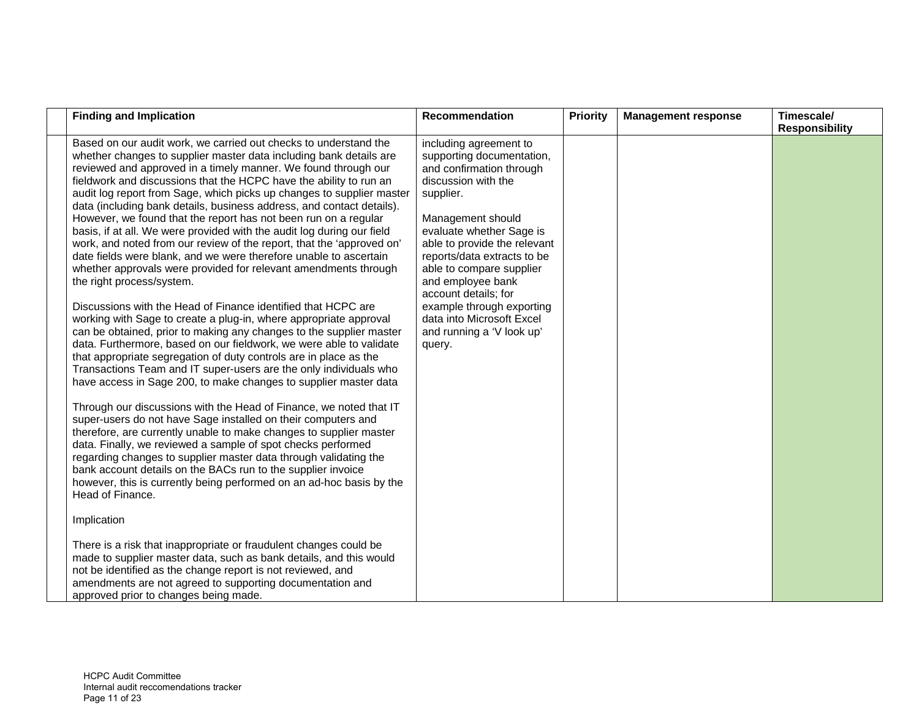| | Finding and Implication | Recommendation | Priority | Management response | Timescale/ Responsibility |
|---|---|---|---|---|---|
| | Based on our audit work, we carried out checks to understand the whether changes to supplier master data including bank details are reviewed and approved in a timely manner. We found through our fieldwork and discussions that the HCPC have the ability to run an audit log report from Sage, which picks up changes to supplier master data (including bank details, business address, and contact details). However, we found that the report has not been run on a regular basis, if at all. We were provided with the audit log during our field work, and noted from our review of the report, that the 'approved on' date fields were blank, and we were therefore unable to ascertain whether approvals were provided for relevant amendments through the right process/system.<br><br>Discussions with the Head of Finance identified that HCPC are working with Sage to create a plug-in, where appropriate approval can be obtained, prior to making any changes to the supplier master data. Furthermore, based on our fieldwork, we were able to validate that appropriate segregation of duty controls are in place as the Transactions Team and IT super-users are the only individuals who have access in Sage 200, to make changes to supplier master data<br><br>Through our discussions with the Head of Finance, we noted that IT super-users do not have Sage installed on their computers and therefore, are currently unable to make changes to supplier master data. Finally, we reviewed a sample of spot checks performed regarding changes to supplier master data through validating the bank account details on the BACs run to the supplier invoice however, this is currently being performed on an ad-hoc basis by the Head of Finance.<br><br>Implication<br><br>There is a risk that inappropriate or fraudulent changes could be made to supplier master data, such as bank details, and this would not be identified as the change report is not reviewed, and amendments are not agreed to supporting documentation and approved prior to changes being made. | including agreement to supporting documentation, and confirmation through discussion with the supplier.<br><br>Management should evaluate whether Sage is able to provide the relevant reports/data extracts to be able to compare supplier and employee bank account details; for example through exporting data into Microsoft Excel and running a 'V look up' query. | | | |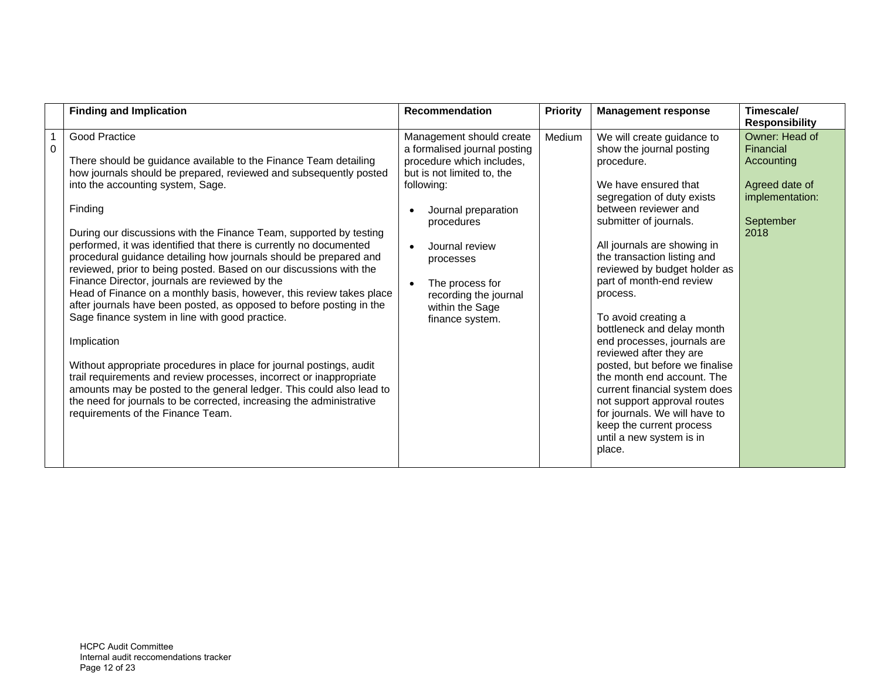|  | Finding and Implication | Recommendation | Priority | Management response | Timescale/ Responsibility |
|---|---|---|---|---|---|
| 10 | Good Practice<br><br>There should be guidance available to the Finance Team detailing how journals should be prepared, reviewed and subsequently posted into the accounting system, Sage.<br><br>Finding<br><br>During our discussions with the Finance Team, supported by testing performed, it was identified that there is currently no documented procedural guidance detailing how journals should be prepared and reviewed, prior to being posted. Based on our discussions with the Finance Director, journals are reviewed by the Head of Finance on a monthly basis, however, this review takes place after journals have been posted, as opposed to before posting in the Sage finance system in line with good practice.<br><br>Implication<br><br>Without appropriate procedures in place for journal postings, audit trail requirements and review processes, incorrect or inappropriate amounts may be posted to the general ledger. This could also lead to the need for journals to be corrected, increasing the administrative requirements of the Finance Team. | Management should create a formalised journal posting procedure which includes, but is not limited to, the following:<br><br>• Journal preparation procedures<br><br>• Journal review processes<br><br>• The process for recording the journal within the Sage finance system. | Medium | We will create guidance to show the journal posting procedure.<br><br>We have ensured that segregation of duty exists between reviewer and submitter of journals.<br><br>All journals are showing in the transaction listing and reviewed by budget holder as part of month-end review process.<br><br>To avoid creating a bottleneck and delay month end processes, journals are reviewed after they are posted, but before we finalise the month end account. The current financial system does not support approval routes for journals. We will have to keep the current process until a new system is in place. | Owner: Head of Financial Accounting<br><br>Agreed date of implementation:<br><br>September 2018 |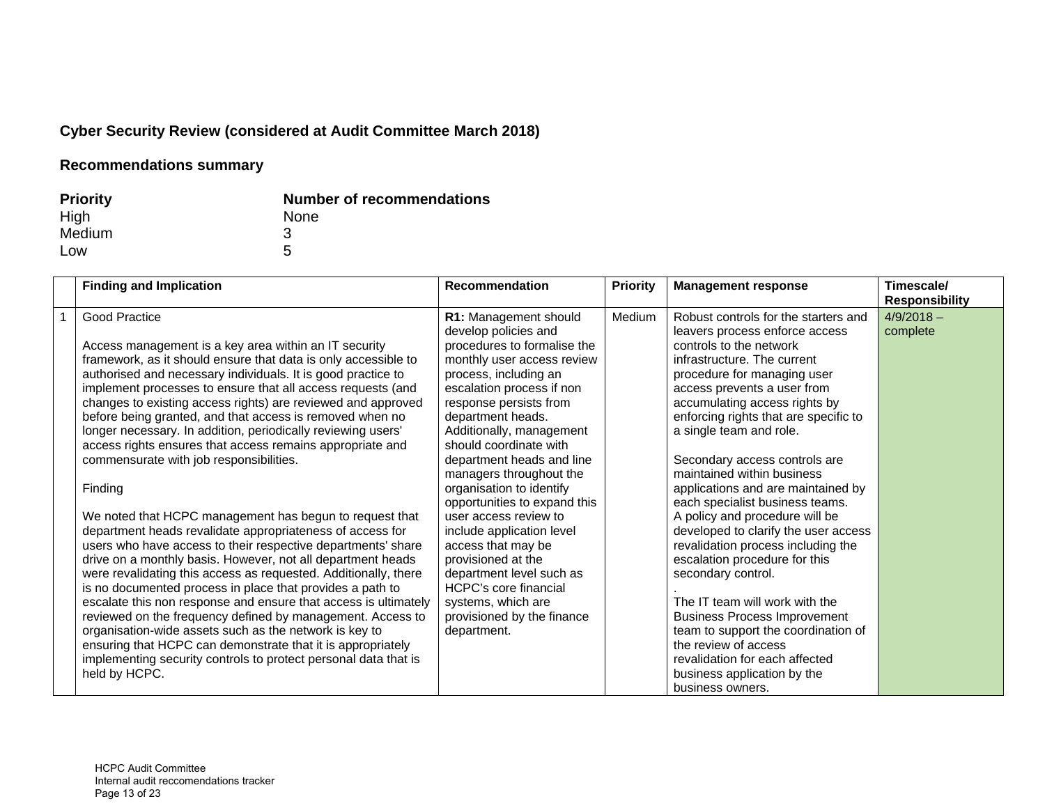**Cyber Security Review (considered at Audit Committee March 2018)**

**Recommendations summary**

| **Priority** | **Number of recommendations** |
|---|---|
| High | None |
| Medium | 3 |
| Low | 5 |

| | Finding and Implication | Recommendation | Priority | Management response | Timescale/ Responsibility |
|---|---|---|---|---|---|
| 1 | Good Practice<br><br>Access management is a key area within an IT security framework, as it should ensure that data is only accessible to authorised and necessary individuals. It is good practice to implement processes to ensure that all access requests (and changes to existing access rights) are reviewed and approved before being granted, and that access is removed when no longer necessary. In addition, periodically reviewing users' access rights ensures that access remains appropriate and commensurate with job responsibilities.<br><br>Finding<br><br>We noted that HCPC management has begun to request that department heads revalidate appropriateness of access for users who have access to their respective departments' share drive on a monthly basis. However, not all department heads were revalidating this access as requested. Additionally, there is no documented process in place that provides a path to escalate this non response and ensure that access is ultimately reviewed on the frequency defined by management. Access to organisation-wide assets such as the network is key to ensuring that HCPC can demonstrate that it is appropriately implementing security controls to protect personal data that is held by HCPC. | **R1:** Management should develop policies and procedures to formalise the monthly user access review process, including an escalation process if non response persists from department heads. Additionally, management should coordinate with department heads and line managers throughout the organisation to identify opportunities to expand this user access review to include application level access that may be provisioned at the department level such as HCPC's core financial systems, which are provisioned by the finance department. | Medium | Robust controls for the starters and leavers process enforce access controls to the network infrastructure. The current procedure for managing user access prevents a user from accumulating access rights by enforcing rights that are specific to a single team and role.<br><br>Secondary access controls are maintained within business applications and are maintained by each specialist business teams.<br>A policy and procedure will be developed to clarify the user access revalidation process including the escalation procedure for this secondary control.<br>.<br>The IT team will work with the Business Process Improvement team to support the coordination of the review of access revalidation for each affected business application by the business owners. | 4/9/2018 – complete |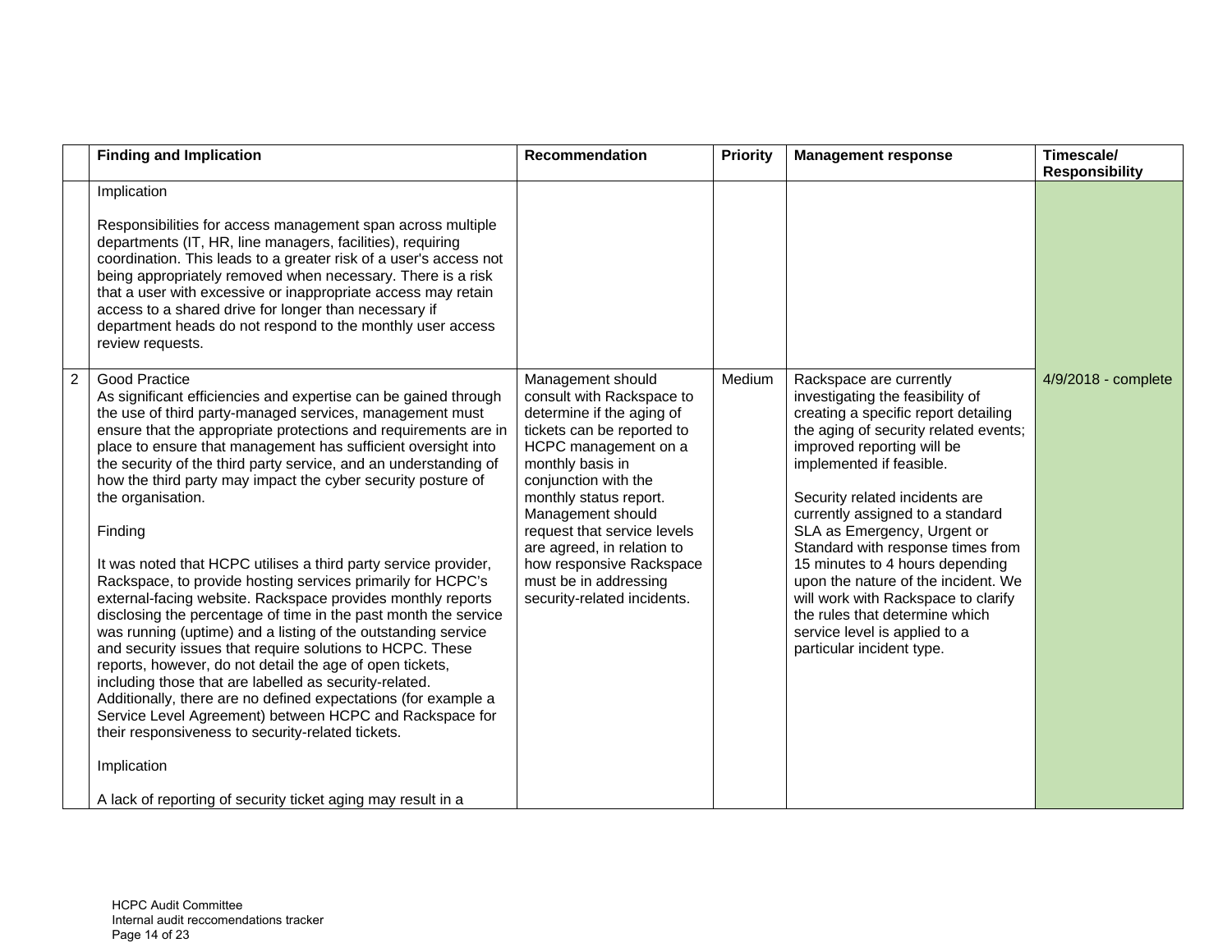| | Finding and Implication | Recommendation | Priority | Management response | Timescale/ Responsibility |
|---|---|---|---|---|---|
| | Implication<br><br>Responsibilities for access management span across multiple departments (IT, HR, line managers, facilities), requiring coordination. This leads to a greater risk of a user's access not being appropriately removed when necessary. There is a risk that a user with excessive or inappropriate access may retain access to a shared drive for longer than necessary if department heads do not respond to the monthly user access review requests. | | | | |
| 2 | Good Practice<br>As significant efficiencies and expertise can be gained through the use of third party-managed services, management must ensure that the appropriate protections and requirements are in place to ensure that management has sufficient oversight into the security of the third party service, and an understanding of how the third party may impact the cyber security posture of the organisation.<br><br>Finding<br><br>It was noted that HCPC utilises a third party service provider, Rackspace, to provide hosting services primarily for HCPC's external-facing website. Rackspace provides monthly reports disclosing the percentage of time in the past month the service was running (uptime) and a listing of the outstanding service and security issues that require solutions to HCPC. These reports, however, do not detail the age of open tickets, including those that are labelled as security-related. Additionally, there are no defined expectations (for example a Service Level Agreement) between HCPC and Rackspace for their responsiveness to security-related tickets.<br><br>Implication<br><br>A lack of reporting of security ticket aging may result in a | Management should consult with Rackspace to determine if the aging of tickets can be reported to HCPC management on a monthly basis in conjunction with the monthly status report. Management should request that service levels are agreed, in relation to how responsive Rackspace must be in addressing security-related incidents. | Medium | Rackspace are currently investigating the feasibility of creating a specific report detailing the aging of security related events; improved reporting will be implemented if feasible.<br><br>Security related incidents are currently assigned to a standard SLA as Emergency, Urgent or Standard with response times from 15 minutes to 4 hours depending upon the nature of the incident. We will work with Rackspace to clarify the rules that determine which service level is applied to a particular incident type. | 4/9/2018 - complete |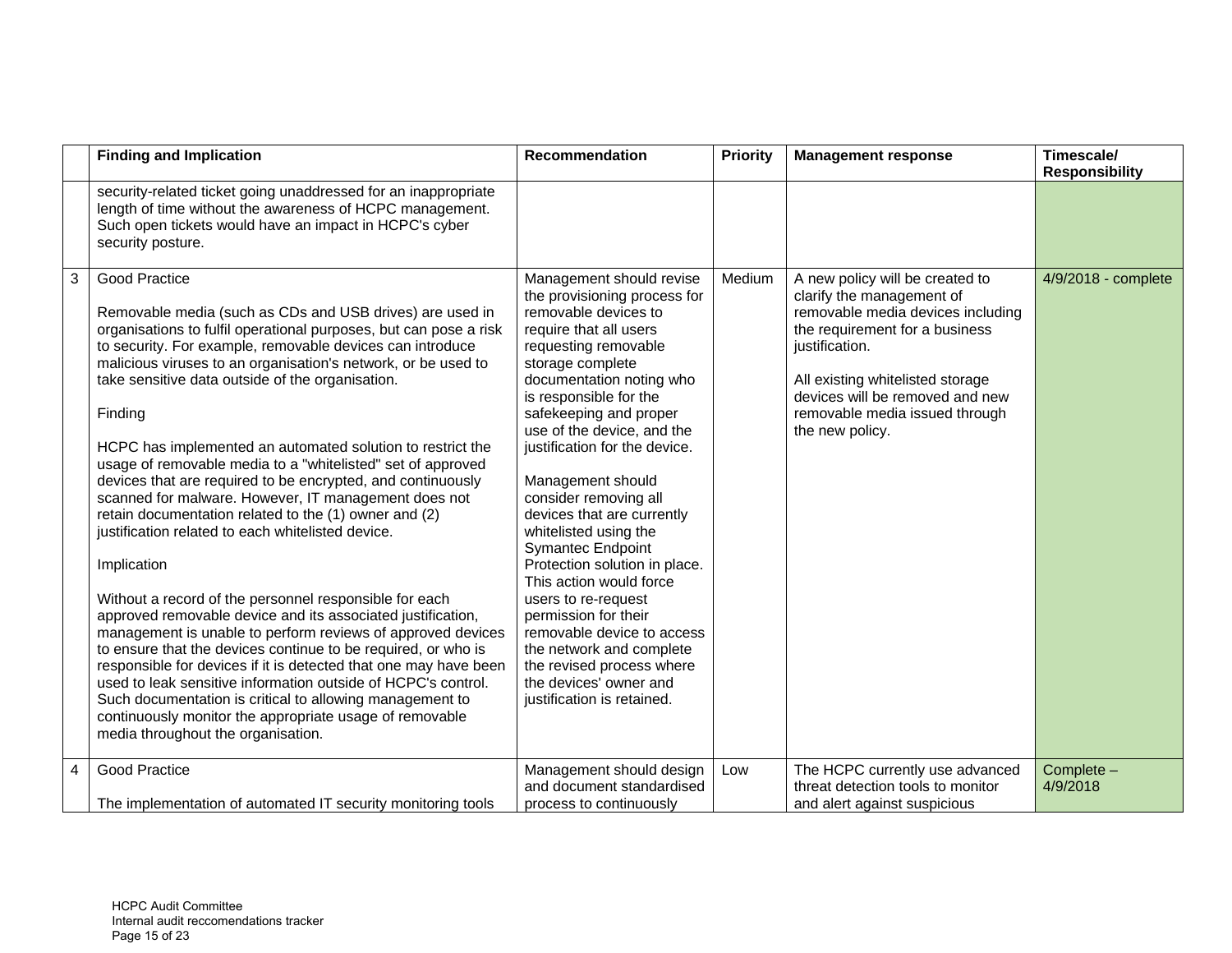| | Finding and Implication | Recommendation | Priority | Management response | Timescale/ Responsibility |
|---|---|---|---|---|---|
| | security-related ticket going unaddressed for an inappropriate length of time without the awareness of HCPC management. Such open tickets would have an impact in HCPC's cyber security posture. | | | | |
| 3 | Good Practice<br><br>Removable media (such as CDs and USB drives) are used in organisations to fulfil operational purposes, but can pose a risk to security. For example, removable devices can introduce malicious viruses to an organisation's network, or be used to take sensitive data outside of the organisation.<br><br>Finding<br><br>HCPC has implemented an automated solution to restrict the usage of removable media to a "whitelisted" set of approved devices that are required to be encrypted, and continuously scanned for malware. However, IT management does not retain documentation related to the (1) owner and (2) justification related to each whitelisted device.<br><br>Implication<br><br>Without a record of the personnel responsible for each approved removable device and its associated justification, management is unable to perform reviews of approved devices to ensure that the devices continue to be required, or who is responsible for devices if it is detected that one may have been used to leak sensitive information outside of HCPC's control. Such documentation is critical to allowing management to continuously monitor the appropriate usage of removable media throughout the organisation. | Management should revise the provisioning process for removable devices to require that all users requesting removable storage complete documentation noting who is responsible for the safekeeping and proper use of the device, and the justification for the device.<br><br>Management should consider removing all devices that are currently whitelisted using the Symantec Endpoint Protection solution in place. This action would force users to re-request permission for their removable device to access the network and complete the revised process where the devices' owner and justification is retained. | Medium | A new policy will be created to clarify the management of removable media devices including the requirement for a business justification.<br><br>All existing whitelisted storage devices will be removed and new removable media issued through the new policy. | 4/9/2018 - complete |
| 4 | Good Practice<br><br>The implementation of automated IT security monitoring tools | Management should design and document standardised process to continuously | Low | The HCPC currently use advanced threat detection tools to monitor and alert against suspicious | Complete – 4/9/2018 |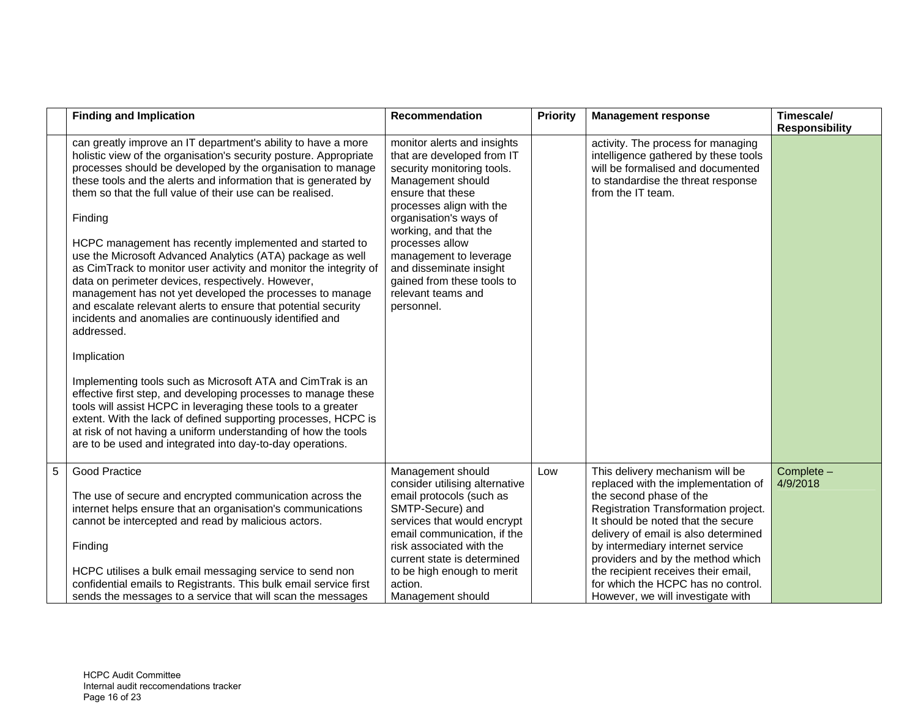| | Finding and Implication | Recommendation | Priority | Management response | Timescale/ Responsibility |
|---|---|---|---|---|---|
| | can greatly improve an IT department's ability to have a more holistic view of the organisation's security posture. Appropriate processes should be developed by the organisation to manage these tools and the alerts and information that is generated by them so that the full value of their use can be realised.<br><br>Finding<br><br>HCPC management has recently implemented and started to use the Microsoft Advanced Analytics (ATA) package as well as CimTrack to monitor user activity and monitor the integrity of data on perimeter devices, respectively. However, management has not yet developed the processes to manage and escalate relevant alerts to ensure that potential security incidents and anomalies are continuously identified and addressed.<br><br>Implication<br><br>Implementing tools such as Microsoft ATA and CimTrak is an effective first step, and developing processes to manage these tools will assist HCPC in leveraging these tools to a greater extent. With the lack of defined supporting processes, HCPC is at risk of not having a uniform understanding of how the tools are to be used and integrated into day-to-day operations. | monitor alerts and insights that are developed from IT security monitoring tools. Management should ensure that these processes align with the organisation's ways of working, and that the processes allow management to leverage and disseminate insight gained from these tools to relevant teams and personnel. | | activity. The process for managing intelligence gathered by these tools will be formalised and documented to standardise the threat response from the IT team. | |
| 5 | Good Practice<br><br>The use of secure and encrypted communication across the internet helps ensure that an organisation's communications cannot be intercepted and read by malicious actors.<br><br>Finding<br><br>HCPC utilises a bulk email messaging service to send non confidential emails to Registrants. This bulk email service first sends the messages to a service that will scan the messages | Management should consider utilising alternative email protocols (such as SMTP-Secure) and services that would encrypt email communication, if the risk associated with the current state is determined to be high enough to merit action.<br>Management should | Low | This delivery mechanism will be replaced with the implementation of the second phase of the Registration Transformation project. It should be noted that the secure delivery of email is also determined by intermediary internet service providers and by the method which the recipient receives their email, for which the HCPC has no control. However, we will investigate with | Complete – 4/9/2018 |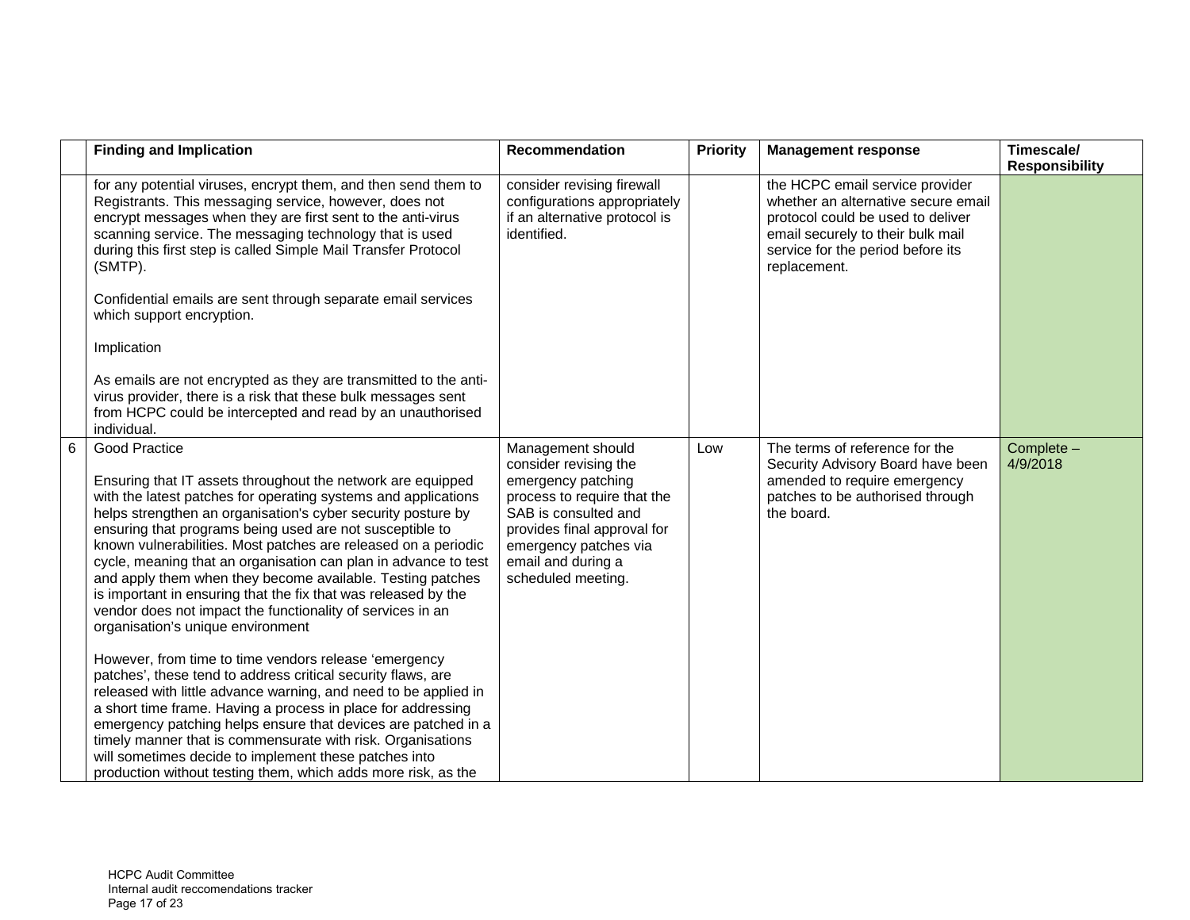| | Finding and Implication | Recommendation | Priority | Management response | Timescale/ Responsibility |
|---|---|---|---|---|---|
| | for any potential viruses, encrypt them, and then send them to Registrants. This messaging service, however, does not encrypt messages when they are first sent to the anti-virus scanning service. The messaging technology that is used during this first step is called Simple Mail Transfer Protocol (SMTP).<br><br>Confidential emails are sent through separate email services which support encryption.<br><br>Implication<br><br>As emails are not encrypted as they are transmitted to the anti-virus provider, there is a risk that these bulk messages sent from HCPC could be intercepted and read by an unauthorised individual. | consider revising firewall configurations appropriately if an alternative protocol is identified. | | the HCPC email service provider whether an alternative secure email protocol could be used to deliver email securely to their bulk mail service for the period before its replacement. | |
| 6 | Good Practice<br><br>Ensuring that IT assets throughout the network are equipped with the latest patches for operating systems and applications helps strengthen an organisation's cyber security posture by ensuring that programs being used are not susceptible to known vulnerabilities. Most patches are released on a periodic cycle, meaning that an organisation can plan in advance to test and apply them when they become available. Testing patches is important in ensuring that the fix that was released by the vendor does not impact the functionality of services in an organisation's unique environment<br><br>However, from time to time vendors release 'emergency patches', these tend to address critical security flaws, are released with little advance warning, and need to be applied in a short time frame. Having a process in place for addressing emergency patching helps ensure that devices are patched in a timely manner that is commensurate with risk. Organisations will sometimes decide to implement these patches into production without testing them, which adds more risk, as the | Management should consider revising the emergency patching process to require that the SAB is consulted and provides final approval for emergency patches via email and during a scheduled meeting. | Low | The terms of reference for the Security Advisory Board have been amended to require emergency patches to be authorised through the board. | Complete – 4/9/2018 |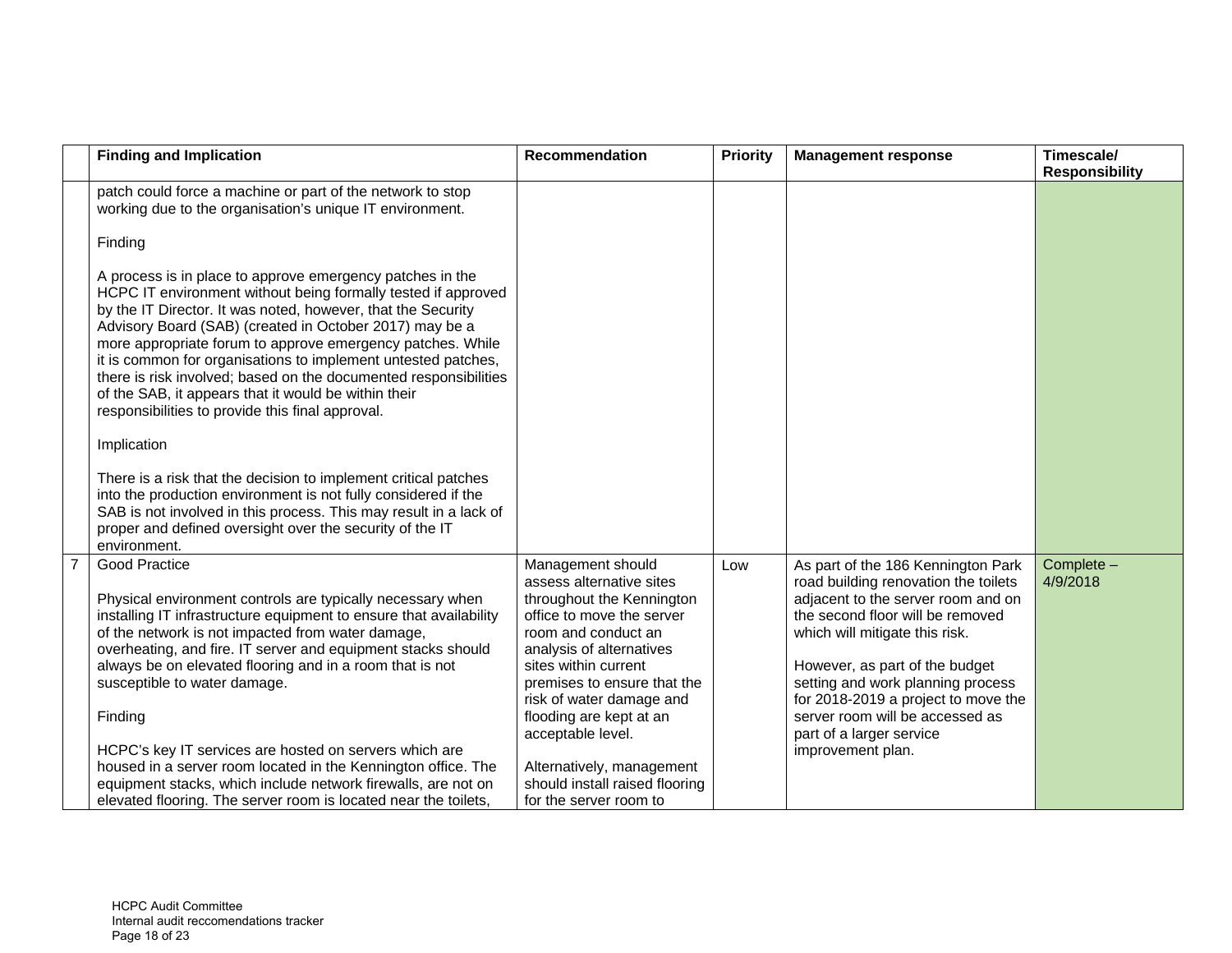| | Finding and Implication | Recommendation | Priority | Management response | Timescale/ Responsibility |
|---|---|---|---|---|---|
| | patch could force a machine or part of the network to stop working due to the organisation's unique IT environment.<br><br>Finding<br><br>A process is in place to approve emergency patches in the HCPC IT environment without being formally tested if approved by the IT Director. It was noted, however, that the Security Advisory Board (SAB) (created in October 2017) may be a more appropriate forum to approve emergency patches. While it is common for organisations to implement untested patches, there is risk involved; based on the documented responsibilities of the SAB, it appears that it would be within their responsibilities to provide this final approval.<br><br>Implication<br><br>There is a risk that the decision to implement critical patches into the production environment is not fully considered if the SAB is not involved in this process. This may result in a lack of proper and defined oversight over the security of the IT environment. | | | | |
| 7 | Good Practice<br><br>Physical environment controls are typically necessary when installing IT infrastructure equipment to ensure that availability of the network is not impacted from water damage, overheating, and fire. IT server and equipment stacks should always be on elevated flooring and in a room that is not susceptible to water damage.<br><br>Finding<br><br>HCPC's key IT services are hosted on servers which are housed in a server room located in the Kennington office. The equipment stacks, which include network firewalls, are not on elevated flooring. The server room is located near the toilets, | Management should assess alternative sites throughout the Kennington office to move the server room and conduct an analysis of alternatives sites within current premises to ensure that the risk of water damage and flooding are kept at an acceptable level.<br><br>Alternatively, management should install raised flooring for the server room to | Low | As part of the 186 Kennington Park road building renovation the toilets adjacent to the server room and on the second floor will be removed which will mitigate this risk.<br><br>However, as part of the budget setting and work planning process for 2018-2019 a project to move the server room will be accessed as part of a larger service improvement plan. | Complete – 4/9/2018 |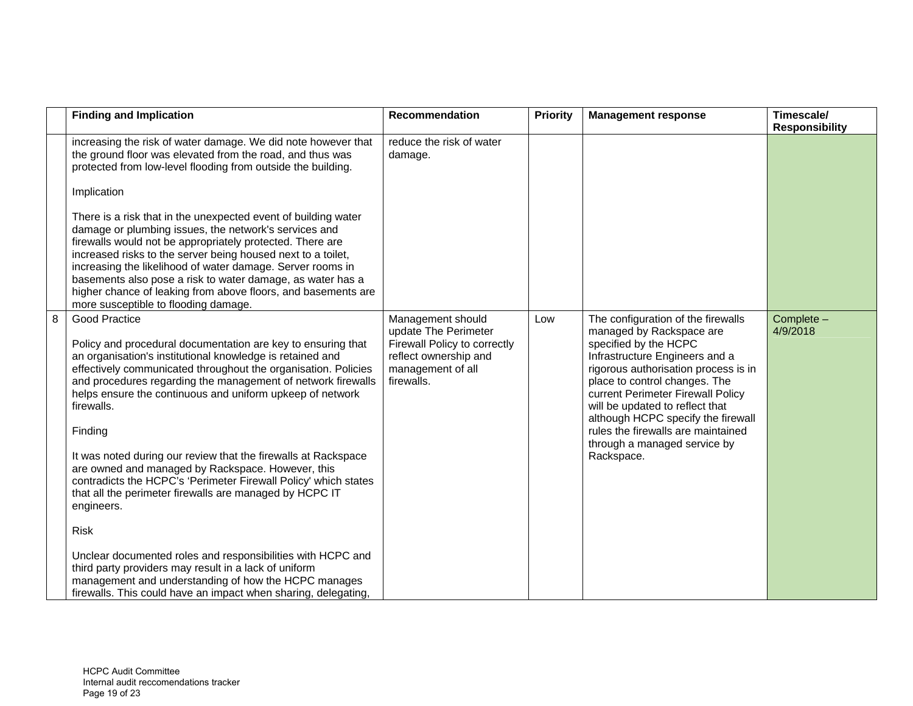| | Finding and Implication | Recommendation | Priority | Management response | Timescale/ Responsibility |
|---|---|---|---|---|---|
| | increasing the risk of water damage. We did note however that the ground floor was elevated from the road, and thus was protected from low-level flooding from outside the building.<br><br>Implication<br><br>There is a risk that in the unexpected event of building water damage or plumbing issues, the network's services and firewalls would not be appropriately protected. There are increased risks to the server being housed next to a toilet, increasing the likelihood of water damage. Server rooms in basements also pose a risk to water damage, as water has a higher chance of leaking from above floors, and basements are more susceptible to flooding damage. | reduce the risk of water damage. | | | |
| 8 | Good Practice<br><br>Policy and procedural documentation are key to ensuring that an organisation's institutional knowledge is retained and effectively communicated throughout the organisation. Policies and procedures regarding the management of network firewalls helps ensure the continuous and uniform upkeep of network firewalls.<br><br>Finding<br><br>It was noted during our review that the firewalls at Rackspace are owned and managed by Rackspace. However, this contradicts the HCPC's 'Perimeter Firewall Policy' which states that all the perimeter firewalls are managed by HCPC IT engineers.<br><br>Risk<br><br>Unclear documented roles and responsibilities with HCPC and third party providers may result in a lack of uniform management and understanding of how the HCPC manages firewalls. This could have an impact when sharing, delegating, | Management should update The Perimeter Firewall Policy to correctly reflect ownership and management of all firewalls. | Low | The configuration of the firewalls managed by Rackspace are specified by the HCPC Infrastructure Engineers and a rigorous authorisation process is in place to control changes. The current Perimeter Firewall Policy will be updated to reflect that although HCPC specify the firewall rules the firewalls are maintained through a managed service by Rackspace. | Complete – 4/9/2018 |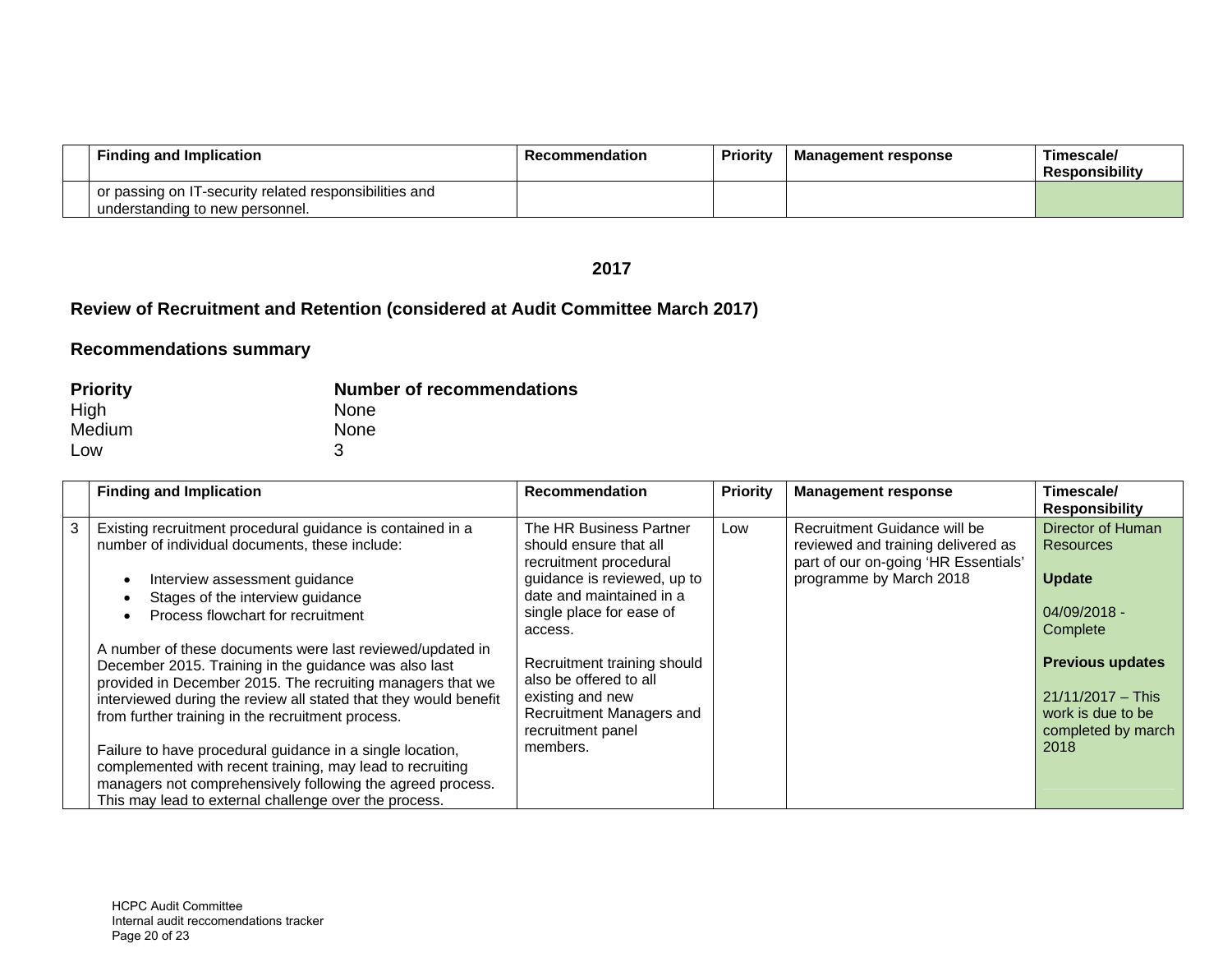| | Finding and Implication | Recommendation | Priority | Management response | Timescale/ Responsibility |
|---|---|---|---|---|---|
| | or passing on IT-security related responsibilities and understanding to new personnel. | | | | |

## 2017

## Review of Recruitment and Retention (considered at Audit Committee March 2017)

### Recommendations summary

| Priority | Number of recommendations |
|---|---|
| High | None |
| Medium | None |
| Low | 3 |

| | Finding and Implication | Recommendation | Priority | Management response | Timescale/ Responsibility |
|---|---|---|---|---|---|
| 3 | Existing recruitment procedural guidance is contained in a number of individual documents, these include:<br><br>• Interview assessment guidance<br>• Stages of the interview guidance<br>• Process flowchart for recruitment<br><br>A number of these documents were last reviewed/updated in December 2015. Training in the guidance was also last provided in December 2015. The recruiting managers that we interviewed during the review all stated that they would benefit from further training in the recruitment process.<br><br>Failure to have procedural guidance in a single location, complemented with recent training, may lead to recruiting managers not comprehensively following the agreed process. This may lead to external challenge over the process. | The HR Business Partner should ensure that all recruitment procedural guidance is reviewed, up to date and maintained in a single place for ease of access.<br><br>Recruitment training should also be offered to all existing and new Recruitment Managers and recruitment panel members. | Low | Recruitment Guidance will be reviewed and training delivered as part of our on-going 'HR Essentials' programme by March 2018 | Director of Human Resources<br><br>**Update**<br><br>04/09/2018 - Complete<br><br>**Previous updates**<br><br>21/11/2017 – This work is due to be completed by march 2018 |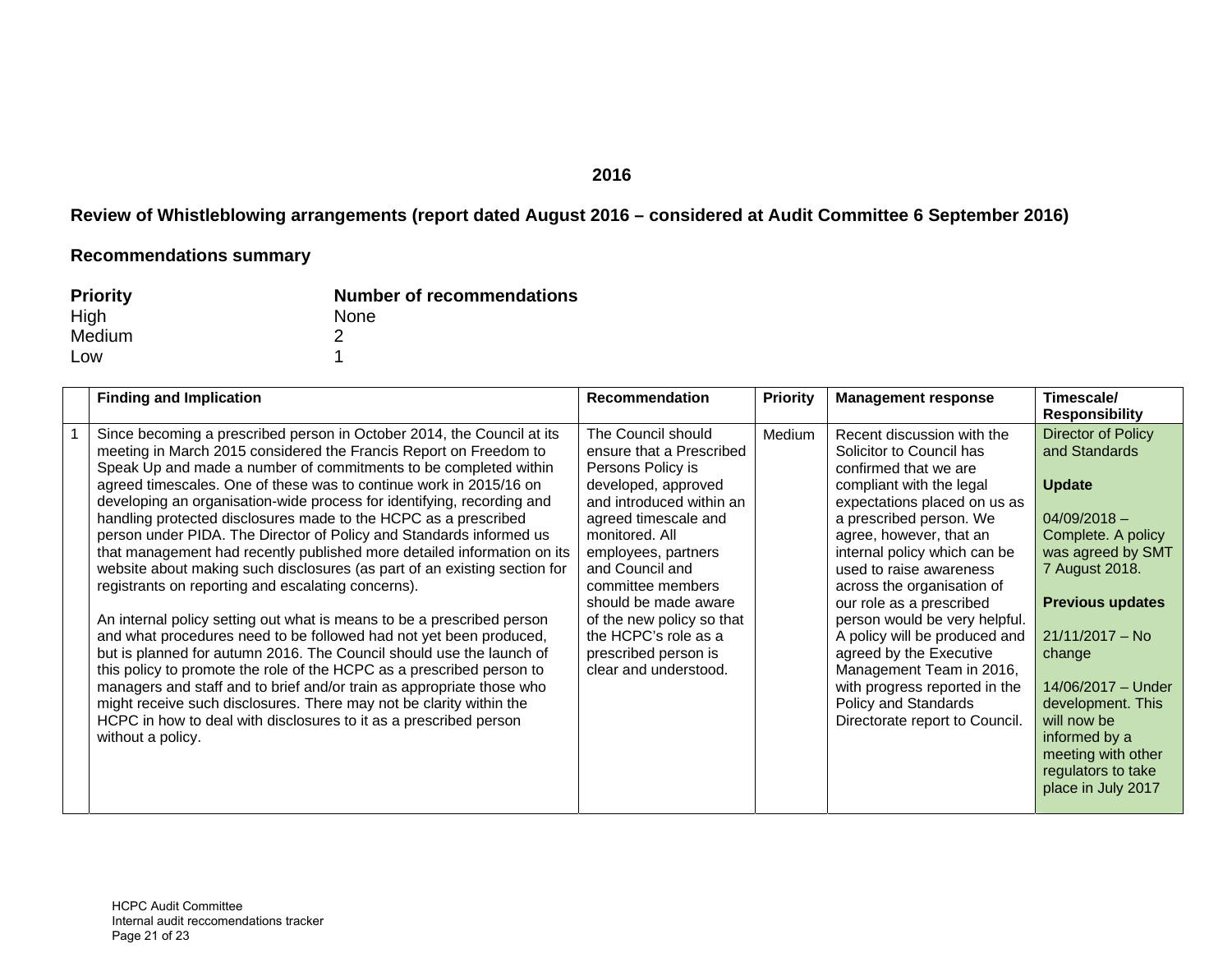**2016**

## Review of Whistleblowing arrangements (report dated August 2016 – considered at Audit Committee 6 September 2016)

### Recommendations summary

| Priority | Number of recommendations |
|---|---|
| High | None |
| Medium | 2 |
| Low | 1 |

| | Finding and Implication | Recommendation | Priority | Management response | Timescale/ Responsibility |
|---|---|---|---|---|---|
| 1 | Since becoming a prescribed person in October 2014, the Council at its meeting in March 2015 considered the Francis Report on Freedom to Speak Up and made a number of commitments to be completed within agreed timescales. One of these was to continue work in 2015/16 on developing an organisation-wide process for identifying, recording and handling protected disclosures made to the HCPC as a prescribed person under PIDA. The Director of Policy and Standards informed us that management had recently published more detailed information on its website about making such disclosures (as part of an existing section for registrants on reporting and escalating concerns).<br><br>An internal policy setting out what is means to be a prescribed person and what procedures need to be followed had not yet been produced, but is planned for autumn 2016. The Council should use the launch of this policy to promote the role of the HCPC as a prescribed person to managers and staff and to brief and/or train as appropriate those who might receive such disclosures. There may not be clarity within the HCPC in how to deal with disclosures to it as a prescribed person without a policy. | The Council should ensure that a Prescribed Persons Policy is developed, approved and introduced within an agreed timescale and monitored. All employees, partners and Council and committee members should be made aware of the new policy so that the HCPC's role as a prescribed person is clear and understood. | Medium | Recent discussion with the Solicitor to Council has confirmed that we are compliant with the legal expectations placed on us as a prescribed person. We agree, however, that an internal policy which can be used to raise awareness across the organisation of our role as a prescribed person would be very helpful. A policy will be produced and agreed by the Executive Management Team in 2016, with progress reported in the Policy and Standards Directorate report to Council. | Director of Policy and Standards<br><br>**Update**<br><br>04/09/2018 – Complete. A policy was agreed by SMT 7 August 2018.<br><br>**Previous updates**<br><br>21/11/2017 – No change<br><br>14/06/2017 – Under development. This will now be informed by a meeting with other regulators to take place in July 2017 |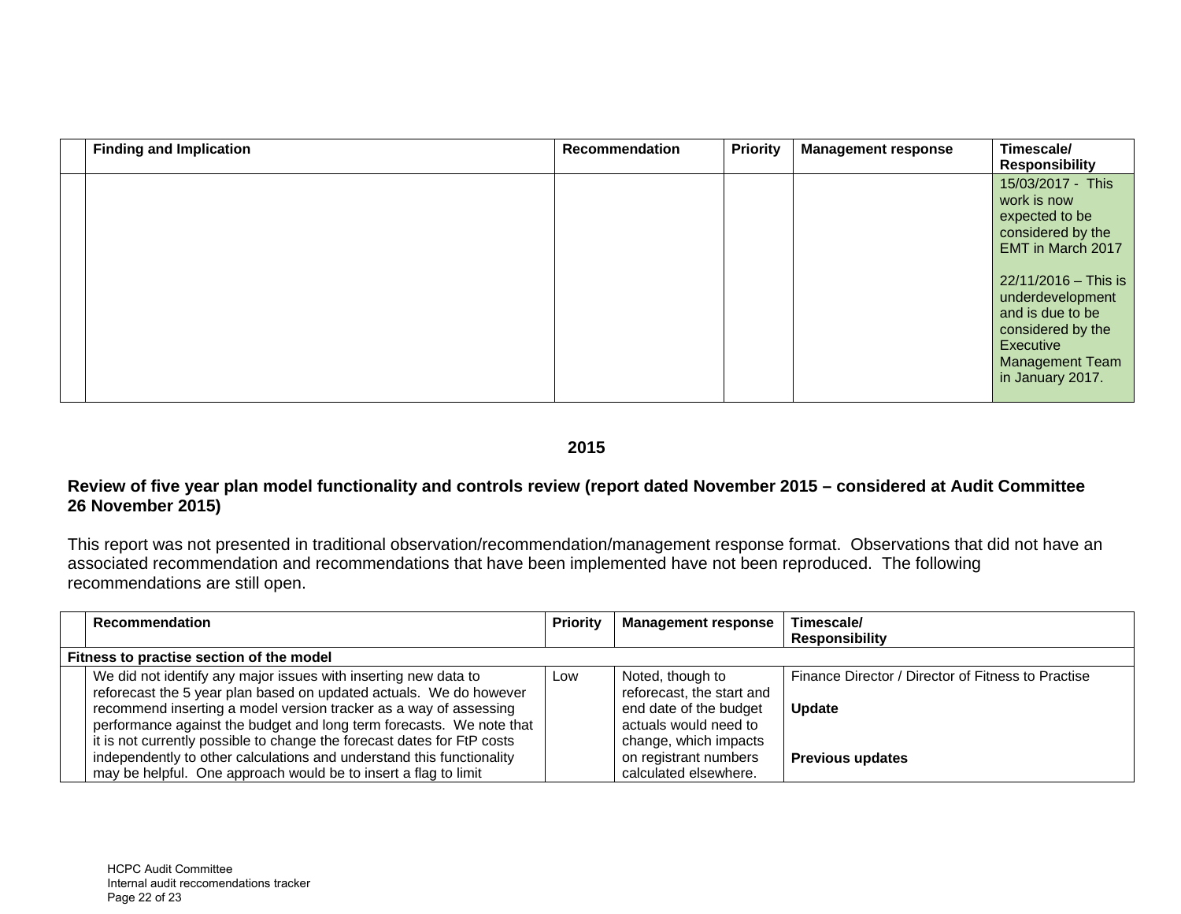| | Finding and Implication | Recommendation | Priority | Management response | Timescale/ Responsibility |
|---|---|---|---|---|---|
| | | | | | 15/03/2017 - This work is now expected to be considered by the EMT in March 2017<br><br>22/11/2016 – This is underdevelopment and is due to be considered by the Executive Management Team in January 2017. |

**2015**

### Review of five year plan model functionality and controls review (report dated November 2015 – considered at Audit Committee 26 November 2015)

This report was not presented in traditional observation/recommendation/management response format. Observations that did not have an associated recommendation and recommendations that have been implemented have not been reproduced. The following recommendations are still open.

| | Recommendation | Priority | Management response | Timescale/ Responsibility |
|---|---|---|---|---|
| **Fitness to practise section of the model** | | | | |
| | We did not identify any major issues with inserting new data to reforecast the 5 year plan based on updated actuals. We do however recommend inserting a model version tracker as a way of assessing performance against the budget and long term forecasts. We note that it is not currently possible to change the forecast dates for FtP costs independently to other calculations and understand this functionality may be helpful. One approach would be to insert a flag to limit | Low | Noted, though to reforecast, the start and end date of the budget actuals would need to change, which impacts on registrant numbers calculated elsewhere. | Finance Director / Director of Fitness to Practise<br><br>**Update**<br><br>**Previous updates** |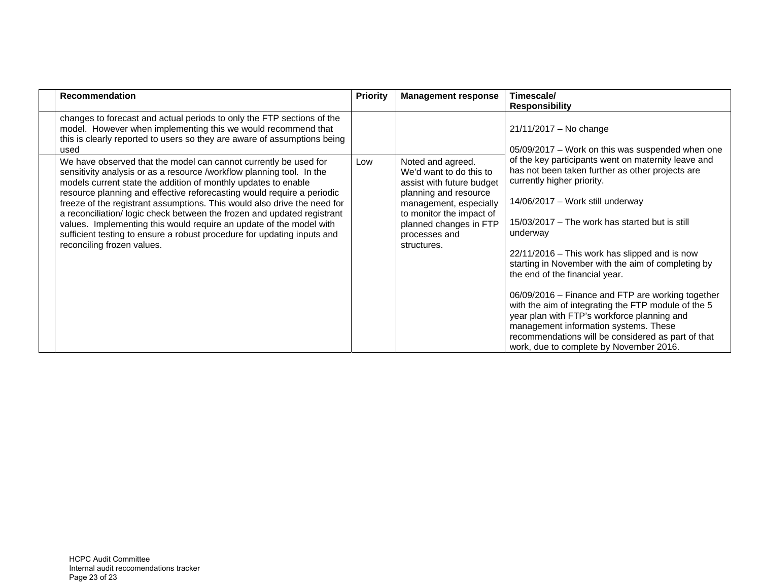| | Recommendation | Priority | Management response | Timescale/ Responsibility |
|---|---|---|---|---|
| | changes to forecast and actual periods to only the FTP sections of the model. However when implementing this we would recommend that this is clearly reported to users so they are aware of assumptions being used | | | 21/11/2017 – No change<br><br>05/09/2017 – Work on this was suspended when one of the key participants went on maternity leave and has not been taken further as other projects are currently higher priority.<br><br>14/06/2017 – Work still underway<br><br>15/03/2017 – The work has started but is still underway<br><br>22/11/2016 – This work has slipped and is now starting in November with the aim of completing by the end of the financial year.<br><br>06/09/2016 – Finance and FTP are working together with the aim of integrating the FTP module of the 5 year plan with FTP's workforce planning and management information systems. These recommendations will be considered as part of that work, due to complete by November 2016. |
| | We have observed that the model can cannot currently be used for sensitivity analysis or as a resource /workflow planning tool. In the models current state the addition of monthly updates to enable resource planning and effective reforecasting would require a periodic freeze of the registrant assumptions. This would also drive the need for a reconciliation/ logic check between the frozen and updated registrant values. Implementing this would require an update of the model with sufficient testing to ensure a robust procedure for updating inputs and reconciling frozen values. | Low | Noted and agreed. We'd want to do this to assist with future budget planning and resource management, especially to monitor the impact of planned changes in FTP processes and structures. | |